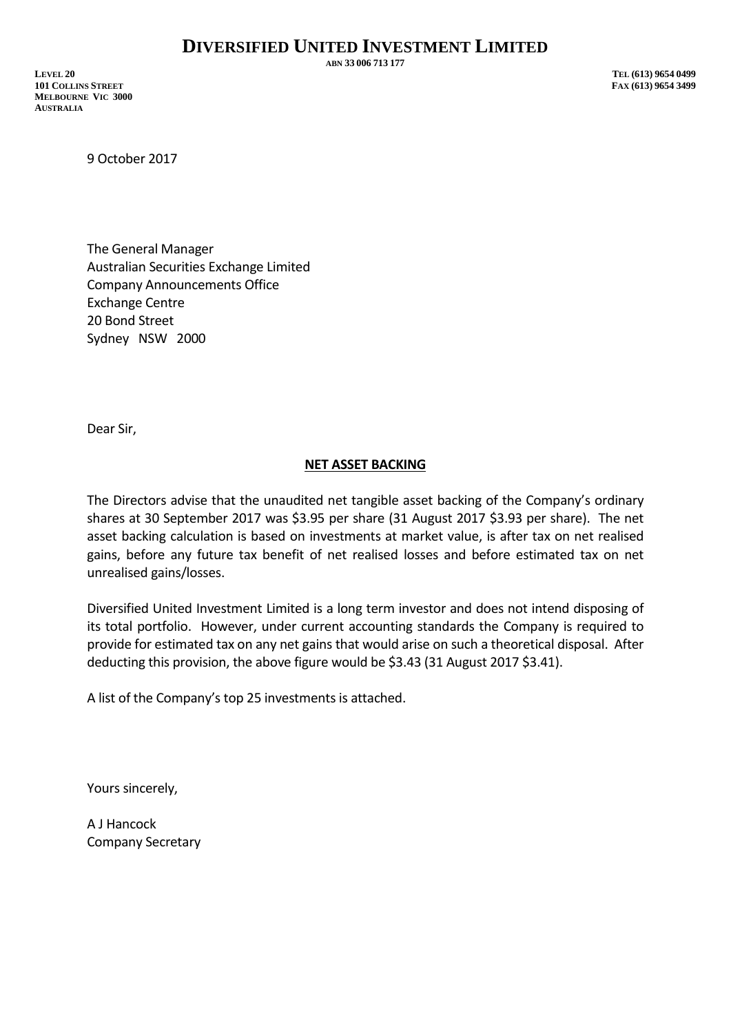# DIVERSIFIED UNITED INVESTMENT LIMITED

ABN 33 006 713 177

LEVEL 20
101 COLLINS STREET
MELBOURNE VIC 3000
AUSTRALIA

TEL (613) 9654 0499
FAX (613) 9654 3499

9 October 2017

The General Manager
Australian Securities Exchange Limited
Company Announcements Office
Exchange Centre
20 Bond Street
Sydney NSW 2000

Dear Sir,

## NET ASSET BACKING

The Directors advise that the unaudited net tangible asset backing of the Company's ordinary shares at 30 September 2017 was $3.95 per share (31 August 2017 $3.93 per share). The net asset backing calculation is based on investments at market value, is after tax on net realised gains, before any future tax benefit of net realised losses and before estimated tax on net unrealised gains/losses.

Diversified United Investment Limited is a long term investor and does not intend disposing of its total portfolio. However, under current accounting standards the Company is required to provide for estimated tax on any net gains that would arise on such a theoretical disposal. After deducting this provision, the above figure would be $3.43 (31 August 2017 $3.41).

A list of the Company's top 25 investments is attached.

Yours sincerely,

A J Hancock
Company Secretary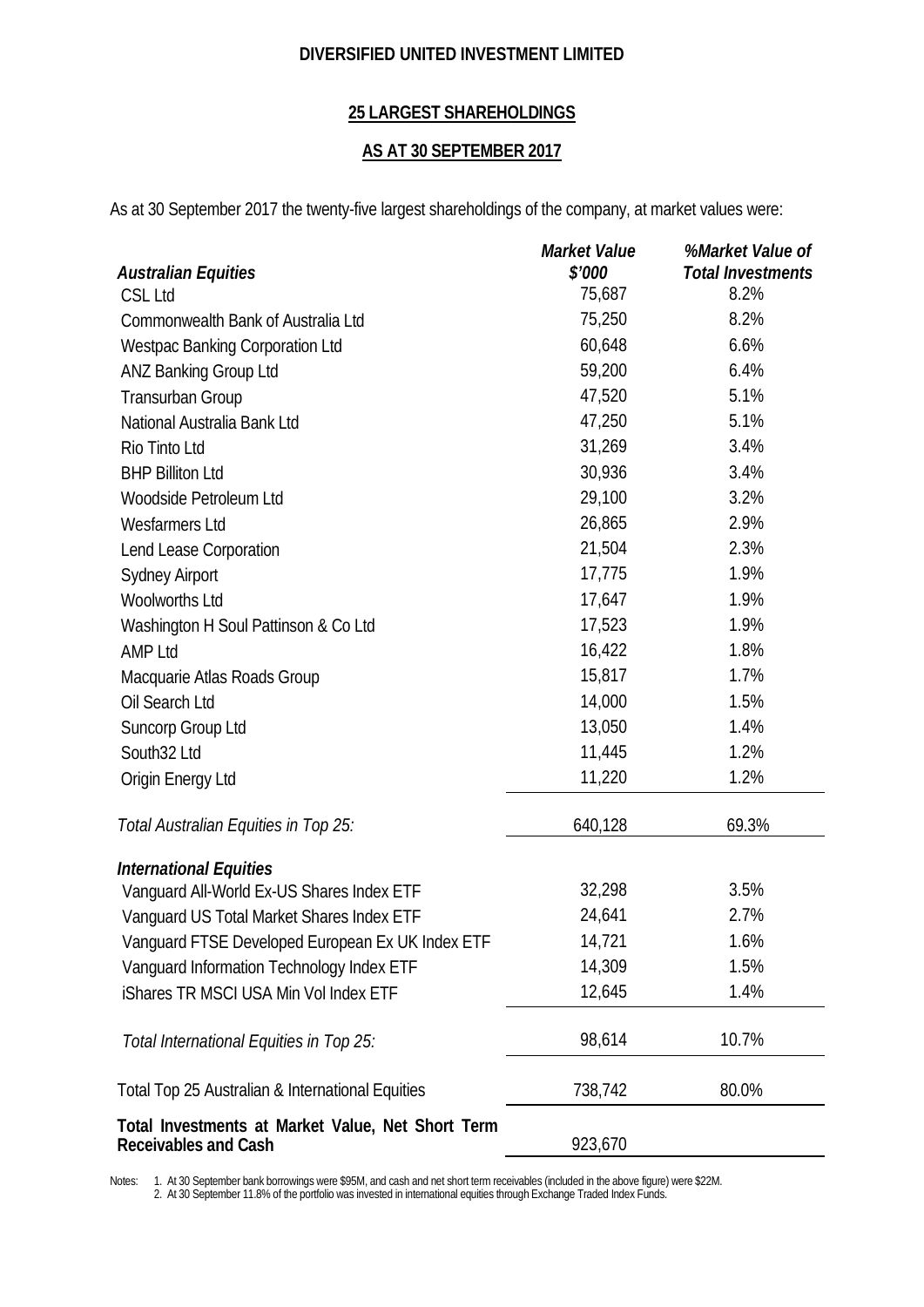**DIVERSIFIED UNITED INVESTMENT LIMITED**

**25 LARGEST SHAREHOLDINGS**

**AS AT 30 SEPTEMBER 2017**

As at 30 September 2017 the twenty-five largest shareholdings of the company, at market values were:

| | *Market Value $'000* | *%Market Value of Total Investments* |
|---|---|---|
| ***Australian Equities*** | | |
| CSL Ltd | 75,687 | 8.2% |
| Commonwealth Bank of Australia Ltd | 75,250 | 8.2% |
| Westpac Banking Corporation Ltd | 60,648 | 6.6% |
| ANZ Banking Group Ltd | 59,200 | 6.4% |
| Transurban Group | 47,520 | 5.1% |
| National Australia Bank Ltd | 47,250 | 5.1% |
| Rio Tinto Ltd | 31,269 | 3.4% |
| BHP Billiton Ltd | 30,936 | 3.4% |
| Woodside Petroleum Ltd | 29,100 | 3.2% |
| Wesfarmers Ltd | 26,865 | 2.9% |
| Lend Lease Corporation | 21,504 | 2.3% |
| Sydney Airport | 17,775 | 1.9% |
| Woolworths Ltd | 17,647 | 1.9% |
| Washington H Soul Pattinson & Co Ltd | 17,523 | 1.9% |
| AMP Ltd | 16,422 | 1.8% |
| Macquarie Atlas Roads Group | 15,817 | 1.7% |
| Oil Search Ltd | 14,000 | 1.5% |
| Suncorp Group Ltd | 13,050 | 1.4% |
| South32 Ltd | 11,445 | 1.2% |
| Origin Energy Ltd | 11,220 | 1.2% |
| *Total Australian Equities in Top 25:* | 640,128 | 69.3% |
| ***International Equities*** | | |
| Vanguard All-World Ex-US Shares Index ETF | 32,298 | 3.5% |
| Vanguard US Total Market Shares Index ETF | 24,641 | 2.7% |
| Vanguard FTSE Developed European Ex UK Index ETF | 14,721 | 1.6% |
| Vanguard Information Technology Index ETF | 14,309 | 1.5% |
| iShares TR MSCI USA Min Vol Index ETF | 12,645 | 1.4% |
| *Total International Equities in Top 25:* | 98,614 | 10.7% |
| Total Top 25 Australian & International Equities | 738,742 | 80.0% |
| **Total Investments at Market Value, Net Short Term Receivables and Cash** | 923,670 | |

Notes: 1. At 30 September bank borrowings were $95M, and cash and net short term receivables (included in the above figure) were $22M.
2. At 30 September 11.8% of the portfolio was invested in international equities through Exchange Traded Index Funds.